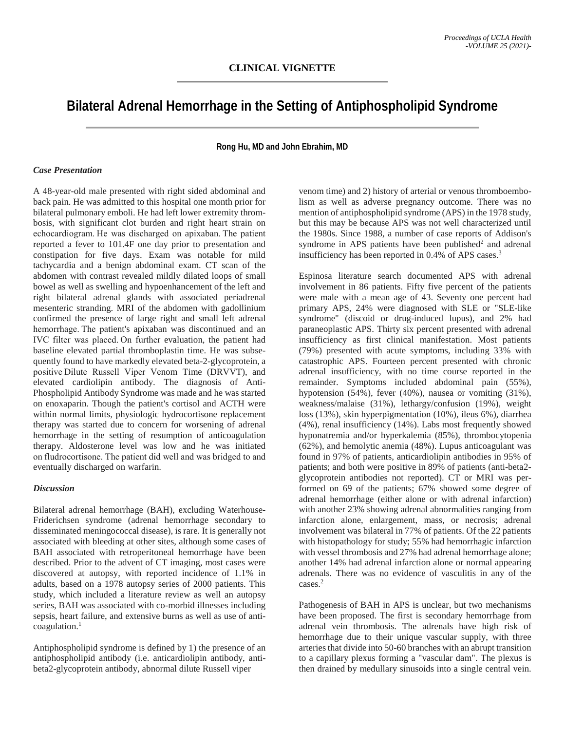## CLINICAL VIGNETTE

# Bilateral Adrenal Hemorrhage in the Setting of Antiphospholipid Syndrome

**Rong Hu, MD and John Ebrahim, MD**

### *Case Presentation*

A 48-year-old male presented with right sided abdominal and back pain. He was admitted to this hospital one month prior for bilateral pulmonary emboli. He had left lower extremity thrombosis, with significant clot burden and right heart strain on echocardiogram. He was discharged on apixaban. The patient reported a fever to 101.4F one day prior to presentation and constipation for five days. Exam was notable for mild tachycardia and a benign abdominal exam. CT scan of the abdomen with contrast revealed mildly dilated loops of small bowel as well as swelling and hypoenhancement of the left and right bilateral adrenal glands with associated periadrenal mesenteric stranding. MRI of the abdomen with gadollinium confirmed the presence of large right and small left adrenal hemorrhage. The patient's apixaban was discontinued and an IVC filter was placed. On further evaluation, the patient had baseline elevated partial thromboplastin time. He was subsequently found to have markedly elevated beta-2-glycoprotein, a positive Dilute Russell Viper Venom Time (DRVVT), and elevated cardiolipin antibody. The diagnosis of Anti-Phospholipid Antibody Syndrome was made and he was started on enoxaparin. Though the patient's cortisol and ACTH were within normal limits, physiologic hydrocortisone replacement therapy was started due to concern for worsening of adrenal hemorrhage in the setting of resumption of anticoagulation therapy. Aldosterone level was low and he was initiated on fludrocortisone. The patient did well and was bridged to and eventually discharged on warfarin.

### *Discussion*

Bilateral adrenal hemorrhage (BAH), excluding Waterhouse-Friderichsen syndrome (adrenal hemorrhage secondary to disseminated meningococcal disease), is rare. It is generally not associated with bleeding at other sites, although some cases of BAH associated with retroperitoneal hemorrhage have been described. Prior to the advent of CT imaging, most cases were discovered at autopsy, with reported incidence of 1.1% in adults, based on a 1978 autopsy series of 2000 patients. This study, which included a literature review as well an autopsy series, BAH was associated with co-morbid illnesses including sepsis, heart failure, and extensive burns as well as use of anti-coagulation.[1]

Antiphospholipid syndrome is defined by 1) the presence of an antiphospholipid antibody (i.e. anticardiolipin antibody, anti-beta2-glycoprotein antibody, abnormal dilute Russell viper venom time) and 2) history of arterial or venous thromboembolism as well as adverse pregnancy outcome. There was no mention of antiphospholipid syndrome (APS) in the 1978 study, but this may be because APS was not well characterized until the 1980s. Since 1988, a number of case reports of Addison's syndrome in APS patients have been published[2] and adrenal insufficiency has been reported in 0.4% of APS cases.[3]

Espinosa literature search documented APS with adrenal involvement in 86 patients. Fifty five percent of the patients were male with a mean age of 43. Seventy one percent had primary APS, 24% were diagnosed with SLE or "SLE-like syndrome" (discoid or drug-induced lupus), and 2% had paraneoplastic APS. Thirty six percent presented with adrenal insufficiency as first clinical manifestation. Most patients (79%) presented with acute symptoms, including 33% with catastrophic APS. Fourteen percent presented with chronic adrenal insufficiency, with no time course reported in the remainder. Symptoms included abdominal pain (55%), hypotension (54%), fever (40%), nausea or vomiting (31%), weakness/malaise (31%), lethargy/confusion (19%), weight loss (13%), skin hyperpigmentation (10%), ileus 6%), diarrhea (4%), renal insufficiency (14%). Labs most frequently showed hyponatremia and/or hyperkalemia (85%), thrombocytopenia (62%), and hemolytic anemia (48%). Lupus anticoagulant was found in 97% of patients, anticardiolipin antibodies in 95% of patients; and both were positive in 89% of patients (anti-beta2-glycoprotein antibodies not reported). CT or MRI was performed on 69 of the patients; 67% showed some degree of adrenal hemorrhage (either alone or with adrenal infarction) with another 23% showing adrenal abnormalities ranging from infarction alone, enlargement, mass, or necrosis; adrenal involvement was bilateral in 77% of patients. Of the 22 patients with histopathology for study; 55% had hemorrhagic infarction with vessel thrombosis and 27% had adrenal hemorrhage alone; another 14% had adrenal infarction alone or normal appearing adrenals. There was no evidence of vasculitis in any of the cases.[2]

Pathogenesis of BAH in APS is unclear, but two mechanisms have been proposed. The first is secondary hemorrhage from adrenal vein thrombosis. The adrenals have high risk of hemorrhage due to their unique vascular supply, with three arteries that divide into 50-60 branches with an abrupt transition to a capillary plexus forming a "vascular dam". The plexus is then drained by medullary sinusoids into a single central vein.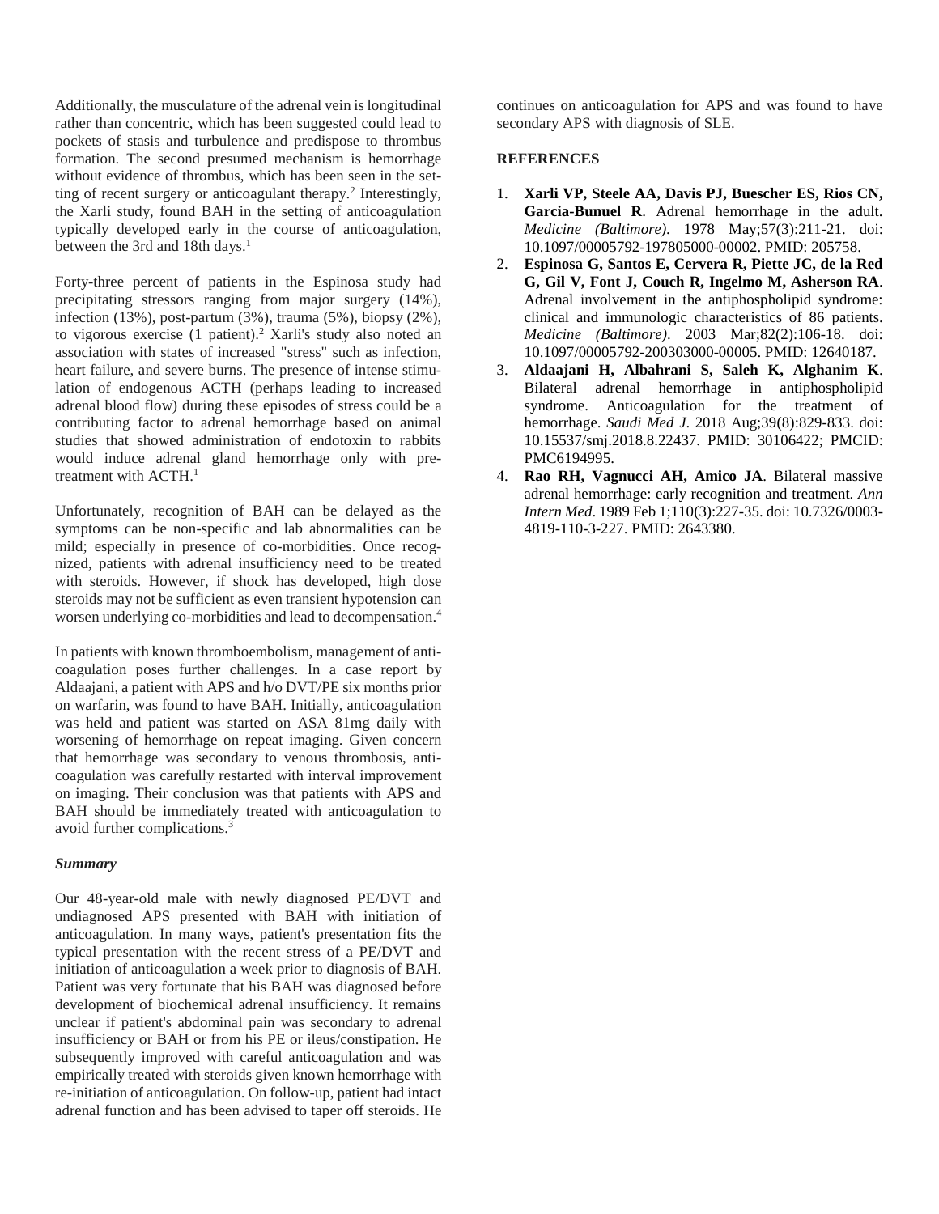Additionally, the musculature of the adrenal vein is longitudinal rather than concentric, which has been suggested could lead to pockets of stasis and turbulence and predispose to thrombus formation. The second presumed mechanism is hemorrhage without evidence of thrombus, which has been seen in the setting of recent surgery or anticoagulant therapy.[2] Interestingly, the Xarli study, found BAH in the setting of anticoagulation typically developed early in the course of anticoagulation, between the 3rd and 18th days.[1]

Forty-three percent of patients in the Espinosa study had precipitating stressors ranging from major surgery (14%), infection (13%), post-partum (3%), trauma (5%), biopsy (2%), to vigorous exercise (1 patient).[2] Xarli's study also noted an association with states of increased "stress" such as infection, heart failure, and severe burns. The presence of intense stimulation of endogenous ACTH (perhaps leading to increased adrenal blood flow) during these episodes of stress could be a contributing factor to adrenal hemorrhage based on animal studies that showed administration of endotoxin to rabbits would induce adrenal gland hemorrhage only with pre-treatment with ACTH.[1]

Unfortunately, recognition of BAH can be delayed as the symptoms can be non-specific and lab abnormalities can be mild; especially in presence of co-morbidities. Once recognized, patients with adrenal insufficiency need to be treated with steroids. However, if shock has developed, high dose steroids may not be sufficient as even transient hypotension can worsen underlying co-morbidities and lead to decompensation.[4]

In patients with known thromboembolism, management of anticoagulation poses further challenges. In a case report by Aldaajani, a patient with APS and h/o DVT/PE six months prior on warfarin, was found to have BAH. Initially, anticoagulation was held and patient was started on ASA 81mg daily with worsening of hemorrhage on repeat imaging. Given concern that hemorrhage was secondary to venous thrombosis, anticoagulation was carefully restarted with interval improvement on imaging. Their conclusion was that patients with APS and BAH should be immediately treated with anticoagulation to avoid further complications.[3]

### *Summary*

Our 48-year-old male with newly diagnosed PE/DVT and undiagnosed APS presented with BAH with initiation of anticoagulation. In many ways, patient's presentation fits the typical presentation with the recent stress of a PE/DVT and initiation of anticoagulation a week prior to diagnosis of BAH. Patient was very fortunate that his BAH was diagnosed before development of biochemical adrenal insufficiency. It remains unclear if patient's abdominal pain was secondary to adrenal insufficiency or BAH or from his PE or ileus/constipation. He subsequently improved with careful anticoagulation and was empirically treated with steroids given known hemorrhage with re-initiation of anticoagulation. On follow-up, patient had intact adrenal function and has been advised to taper off steroids. He continues on anticoagulation for APS and was found to have secondary APS with diagnosis of SLE.

## REFERENCES

1. **Xarli VP, Steele AA, Davis PJ, Buescher ES, Rios CN, Garcia-Bunuel R**. Adrenal hemorrhage in the adult. *Medicine (Baltimore)*. 1978 May;57(3):211-21. doi: 10.1097/00005792-197805000-00002. PMID: 205758.
2. **Espinosa G, Santos E, Cervera R, Piette JC, de la Red G, Gil V, Font J, Couch R, Ingelmo M, Asherson RA**. Adrenal involvement in the antiphospholipid syndrome: clinical and immunologic characteristics of 86 patients. *Medicine (Baltimore)*. 2003 Mar;82(2):106-18. doi: 10.1097/00005792-200303000-00005. PMID: 12640187.
3. **Aldaajani H, Albahrani S, Saleh K, Alghanim K**. Bilateral adrenal hemorrhage in antiphospholipid syndrome. Anticoagulation for the treatment of hemorrhage. *Saudi Med J*. 2018 Aug;39(8):829-833. doi: 10.15537/smj.2018.8.22437. PMID: 30106422; PMCID: PMC6194995.
4. **Rao RH, Vagnucci AH, Amico JA**. Bilateral massive adrenal hemorrhage: early recognition and treatment. *Ann Intern Med*. 1989 Feb 1;110(3):227-35. doi: 10.7326/0003-4819-110-3-227. PMID: 2643380.